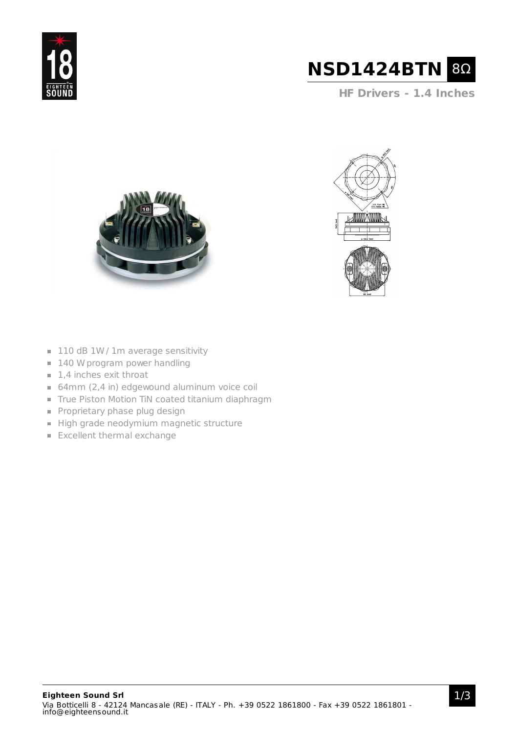# NSD1424BTN 8Ω

## HF Drivers - 1.4 Inches

- 110 dB 1W / 1m average sensitivity
- 140 W program power handling
- 1,4 inches exit throat
- 64mm (2,4 in) edgewound aluminum voice coil
- True Piston Motion TiN coated titanium diaphragm
- Proprietary phase plug design
- High grade neodymium magnetic structure
- Excellent thermal exchange

**Eighteen Sound Srl**
Via Botticelli 8 - 42124 Mancasale (RE) - ITALY - Ph. +39 0522 1861800 - Fax +39 0522 1861801 - info@eighteensound.it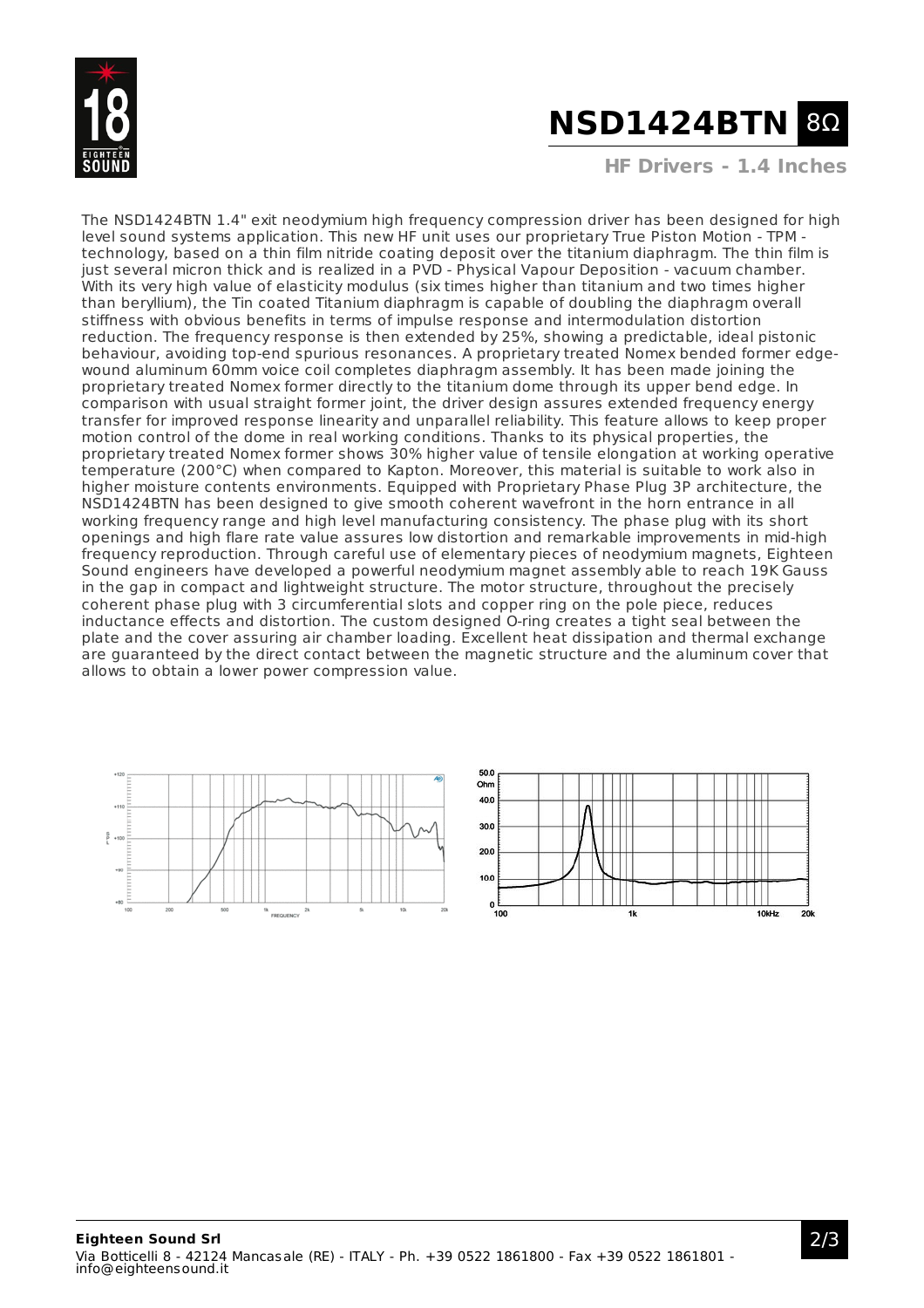# NSD1424BTN 8Ω

**HF Drivers - 1.4 Inches**

The NSD1424BTN 1.4" exit neodymium high frequency compression driver has been designed for high level sound systems application. This new HF unit uses our proprietary True Piston Motion - TPM - technology, based on a thin film nitride coating deposit over the titanium diaphragm. The thin film is just several micron thick and is realized in a PVD - Physical Vapour Deposition - vacuum chamber. With its very high value of elasticity modulus (six times higher than titanium and two times higher than beryllium), the Tin coated Titanium diaphragm is capable of doubling the diaphragm overall stiffness with obvious benefits in terms of impulse response and intermodulation distortion reduction. The frequency response is then extended by 25%, showing a predictable, ideal pistonic behaviour, avoiding top-end spurious resonances. A proprietary treated Nomex bended former edge-wound aluminum 60mm voice coil completes diaphragm assembly. It has been made joining the proprietary treated Nomex former directly to the titanium dome through its upper bend edge. In comparison with usual straight former joint, the driver design assures extended frequency energy transfer for improved response linearity and unparallel reliability. This feature allows to keep proper motion control of the dome in real working conditions. Thanks to its physical properties, the proprietary treated Nomex former shows 30% higher value of tensile elongation at working operative temperature (200°C) when compared to Kapton. Moreover, this material is suitable to work also in higher moisture contents environments. Equipped with Proprietary Phase Plug 3P architecture, the NSD1424BTN has been designed to give smooth coherent wavefront in the horn entrance in all working frequency range and high level manufacturing consistency. The phase plug with its short openings and high flare rate value assures low distortion and remarkable improvements in mid-high frequency reproduction. Through careful use of elementary pieces of neodymium magnets, Eighteen Sound engineers have developed a powerful neodymium magnet assembly able to reach 19K Gauss in the gap in compact and lightweight structure. The motor structure, throughout the precisely coherent phase plug with 3 circumferential slots and copper ring on the pole piece, reduces inductance effects and distortion. The custom designed O-ring creates a tight seal between the plate and the cover assuring air chamber loading. Excellent heat dissipation and thermal exchange are guaranteed by the direct contact between the magnetic structure and the aluminum cover that allows to obtain a lower power compression value.

**Eighteen Sound Srl**
Via Botticelli 8 - 42124 Mancasale (RE) - ITALY - Ph. +39 0522 1861800 - Fax +39 0522 1861801 - info@eighteensound.it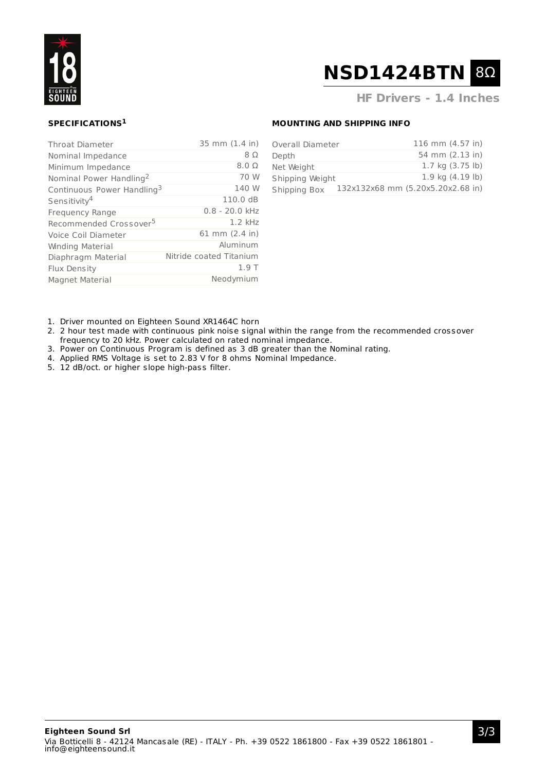# NSD1424BTN 8Ω

## HF Drivers - 1.4 Inches

### SPECIFICATIONS[1]

| | |
|---|---|
| Throat Diameter | 35 mm (1.4 in) |
| Nominal Impedance | 8 Ω |
| Minimum Impedance | 8.0 Ω |
| Nominal Power Handling[2] | 70 W |
| Continuous Power Handling[3] | 140 W |
| Sensitivity[4] | 110.0 dB |
| Frequency Range | 0.8 - 20.0 kHz |
| Recommended Crossover[5] | 1.2 kHz |
| Voice Coil Diameter | 61 mm (2.4 in) |
| Winding Material | Aluminum |
| Diaphragm Material | Nitride coated Titanium |
| Flux Density | 1.9 T |
| Magnet Material | Neodymium |

### MOUNTING AND SHIPPING INFO

| | |
|---|---|
| Overall Diameter | 116 mm (4.57 in) |
| Depth | 54 mm (2.13 in) |
| Net Weight | 1.7 kg (3.75 lb) |
| Shipping Weight | 1.9 kg (4.19 lb) |
| Shipping Box | 132x132x68 mm (5.20x5.20x2.68 in) |

1. Driver mounted on Eighteen Sound XR1464C horn
2. 2 hour test made with continuous pink noise signal within the range from the recommended crossover frequency to 20 kHz. Power calculated on rated nominal impedance.
3. Power on Continuous Program is defined as 3 dB greater than the Nominal rating.
4. Applied RMS Voltage is set to 2.83 V for 8 ohms Nominal Impedance.
5. 12 dB/oct. or higher slope high-pass filter.

**Eighteen Sound Srl**
Via Botticelli 8 - 42124 Mancasale (RE) - ITALY - Ph. +39 0522 1861800 - Fax +39 0522 1861801 - info@eighteensound.it